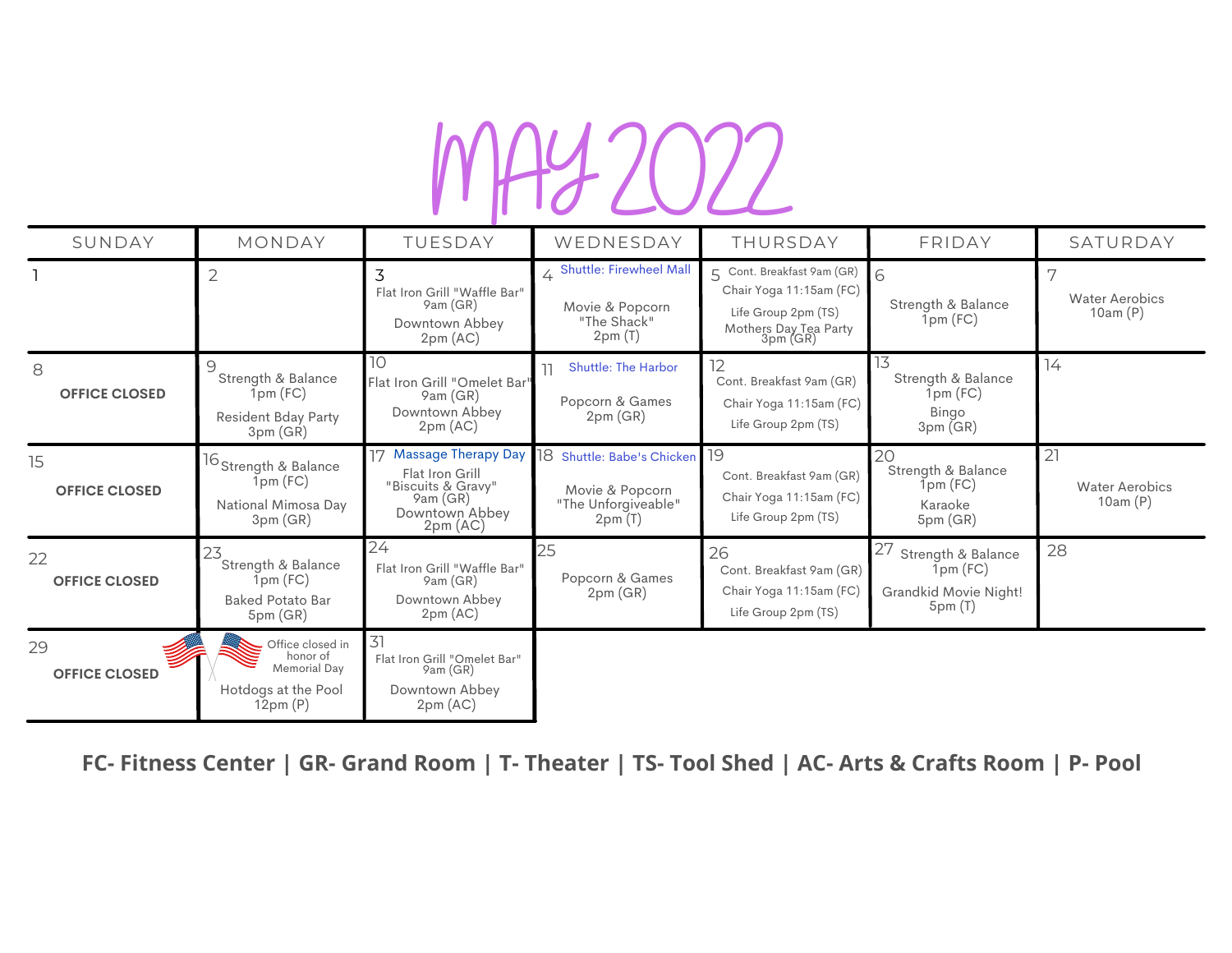# MAY 2022

| SUNDAY | MONDAY | TUESDAY | WEDNESDAY | THURSDAY | FRIDAY | SATURDAY |
|---|---|---|---|---|---|---|
| 1 | 2 | 3<br>Flat Iron Grill "Waffle Bar" 9am (GR)<br>Downtown Abbey 2pm (AC) | 4 Shuttle: Firewheel Mall<br>Movie & Popcorn "The Shack" 2pm (T) | 5 Cont. Breakfast 9am (GR)<br>Chair Yoga 11:15am (FC)<br>Life Group 2pm (TS)<br>Mothers Day Tea Party 3pm (GR) | 6<br>Strength & Balance 1pm (FC) | 7<br>Water Aerobics 10am (P) |
| 8<br>**OFFICE CLOSED** | 9<br>Strength & Balance 1pm (FC)<br>Resident Bday Party 3pm (GR) | 10<br>Flat Iron Grill "Omelet Bar" 9am (GR)<br>Downtown Abbey 2pm (AC) | 11 Shuttle: The Harbor<br>Popcorn & Games 2pm (GR) | 12<br>Cont. Breakfast 9am (GR)<br>Chair Yoga 11:15am (FC)<br>Life Group 2pm (TS) | 13<br>Strength & Balance 1pm (FC)<br>Bingo 3pm (GR) | 14 |
| 15<br>**OFFICE CLOSED** | 16<br>Strength & Balance 1pm (FC)<br>National Mimosa Day 3pm (GR) | 17 Massage Therapy Day<br>Flat Iron Grill "Biscuits & Gravy" 9am (GR)<br>Downtown Abbey 2pm (AC) | 18 Shuttle: Babe's Chicken<br>Movie & Popcorn "The Unforgiveable" 2pm (T) | 19<br>Cont. Breakfast 9am (GR)<br>Chair Yoga 11:15am (FC)<br>Life Group 2pm (TS) | 20<br>Strength & Balance 1pm (FC)<br>Karaoke 5pm (GR) | 21<br>Water Aerobics 10am (P) |
| 22<br>**OFFICE CLOSED** | 23<br>Strength & Balance 1pm (FC)<br>Baked Potato Bar 5pm (GR) | 24<br>Flat Iron Grill "Waffle Bar" 9am (GR)<br>Downtown Abbey 2pm (AC) | 25<br>Popcorn & Games 2pm (GR) | 26<br>Cont. Breakfast 9am (GR)<br>Chair Yoga 11:15am (FC)<br>Life Group 2pm (TS) | 27 Strength & Balance 1pm (FC)<br>Grandkid Movie Night! 5pm (T) | 28 |
| 29<br>**OFFICE CLOSED** | 30 Office closed in honor of Memorial Day<br>Hotdogs at the Pool 12pm (P) | 31<br>Flat Iron Grill "Omelet Bar" 9am (GR)<br>Downtown Abbey 2pm (AC) | | | | |

**FC- Fitness Center | GR- Grand Room | T- Theater | TS- Tool Shed | AC- Arts & Crafts Room | P- Pool**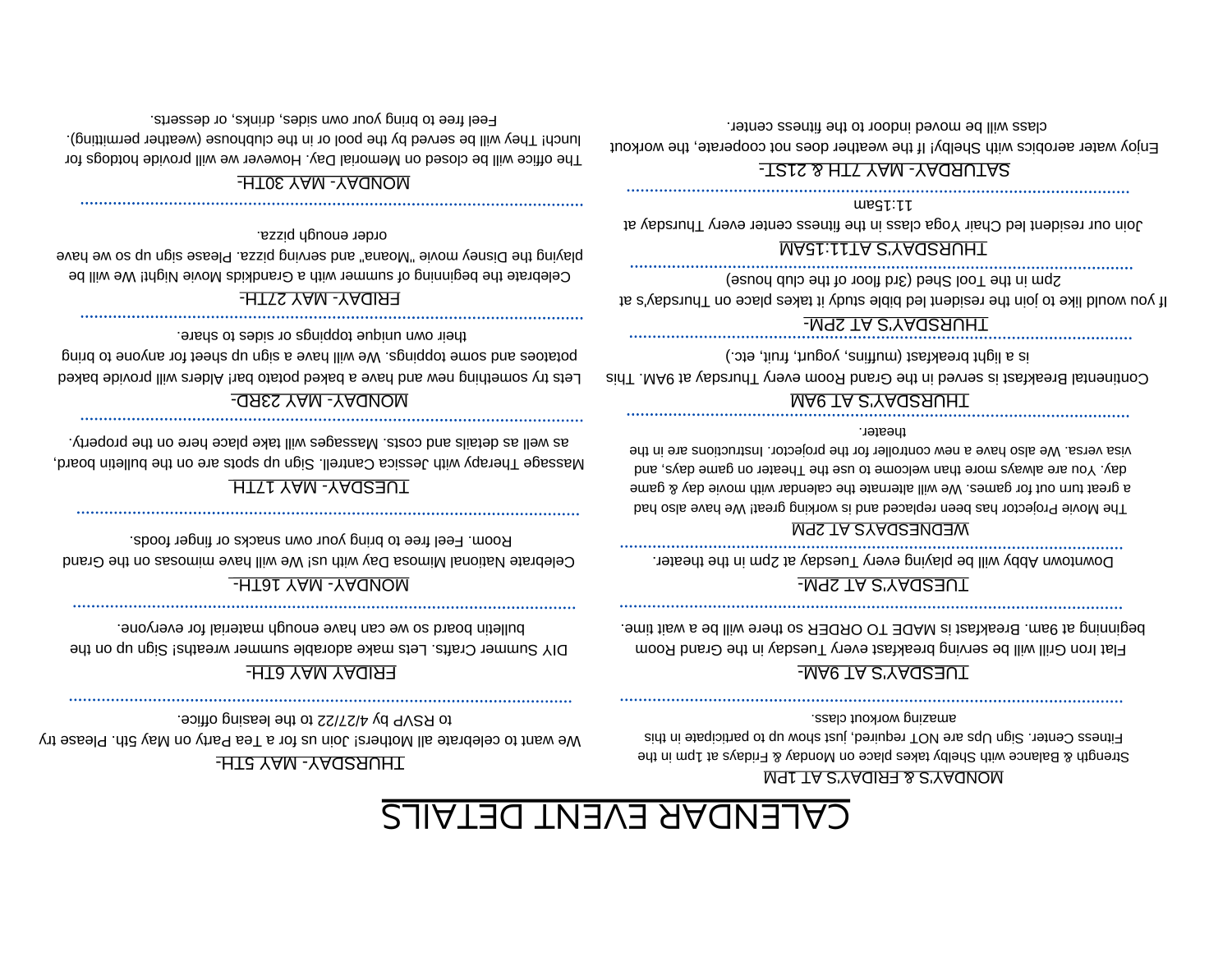# CALENDAR EVENT DETAILS

### MONDAY'S & FRIDAY'S AT 1PM

Strength & Balance with Shelby takes place on Monday & Fridays at 1pm in the Fitness Center. Sign Ups are NOT required, just show up to participate in this amazing workout class.

### TUESDAY'S AT 9AM-

Flat Iron Grill will be serving breakfast every Tuesday in the Grand Room beginning at 9am. Breakfast is MADE TO ORDER so there will be a wait time.

### TUESDAY'S AT 2PM-

Downtown Abby will be playing every Tuesday at 2pm in the theater.

### WEDNESDAYS AT 2PM

The Movie Projector has been replaced and is working great! We have also had a great turn out for games. We will alternate the calendar with movie day & game day. You are always more than welcome to use the Theater on game days, and visa versa. We also have a new controller for the projector. Instructions are in the theater.

### THURSDAY'S AT 9AM

Continental Breakfast is served in the Grand Room every Thursday at 9AM. This is a light breakfast (muffins, yogurt, fruit, etc.)

### THURSDAY'S AT 2PM-

If you would like to join the resident led bible study it takes place on Thursday's at 2pm in the Tool Shed (3rd floor of the club house)

### THURSDAY'S AT11:15AM

Join our resident led Chair Yoga class in the fitness center every Thursday at 11:15am

### SATURDAY- MAY 7TH & 21ST-

Enjoy water aerobics with Shelby! If the weather does not cooperate, the workout class will be moved indoor to the fitness center.

### THURSDAY- MAY 5TH-

We want to celebrate all Mothers! Join us for a Tea Party on May 5th. Please try to RSVP by 4/27/22 to the leasing office.

### FRIDAY MAY 6TH-

DIY Summer Crafts. Lets make adorable summer wreaths! Sign up on the bulletin board so we can have enough material for everyone.

### MONDAY- MAY 16TH-

Celebrate National Mimosa Day with us! We will have mimosas on the Grand Room. Feel free to bring your own snacks or finger foods.

### TUESDAY- MAY 17TH

Massage Therapy with Jessica Cantrell. Sign up spots are on the bulletin board, as well as details and costs. Massages will take place here on the property.

### MONDAY- MAY 23RD-

Lets try something new and have a baked potato bar! Alders will provide baked potatoes and some toppings. We will have a sign up sheet for anyone to bring their own unique toppings or sides to share.

### FRIDAY- MAY 27TH-

Celebrate the beginning of summer with a Grandkids Movie Night! We will be playing the Disney movie "Moana" and serving pizza. Please sign up so we have order enough pizza.

### MONDAY- MAY 30TH-

The office will be closed on Memorial Day. However we will provide hotdogs for lunch! They will be served by the pool or in the clubhouse (weather permitting). Feel free to bring your own sides, drinks, or desserts.